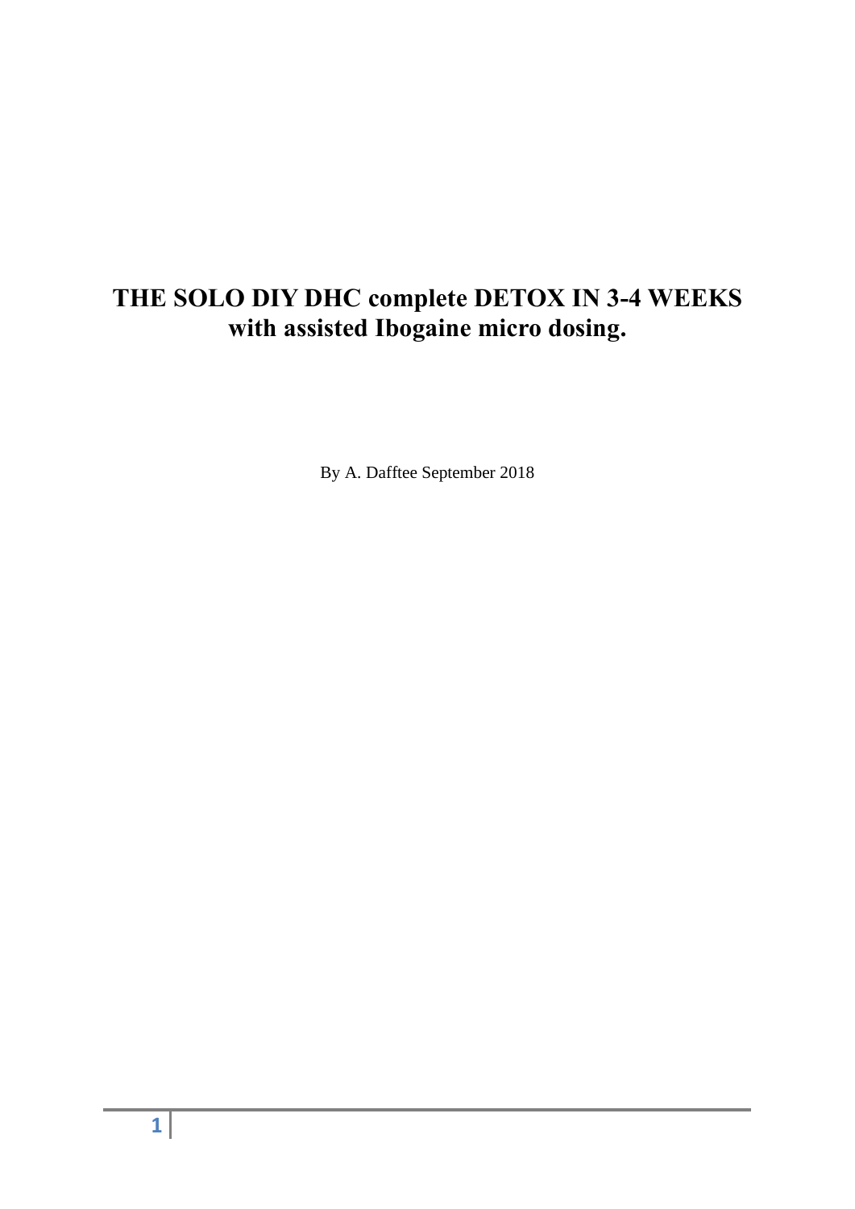# THE SOLO DIY DHC complete DETOX IN 3-4 WEEKS with assisted Ibogaine micro dosing.

By A. Dafftee September 2018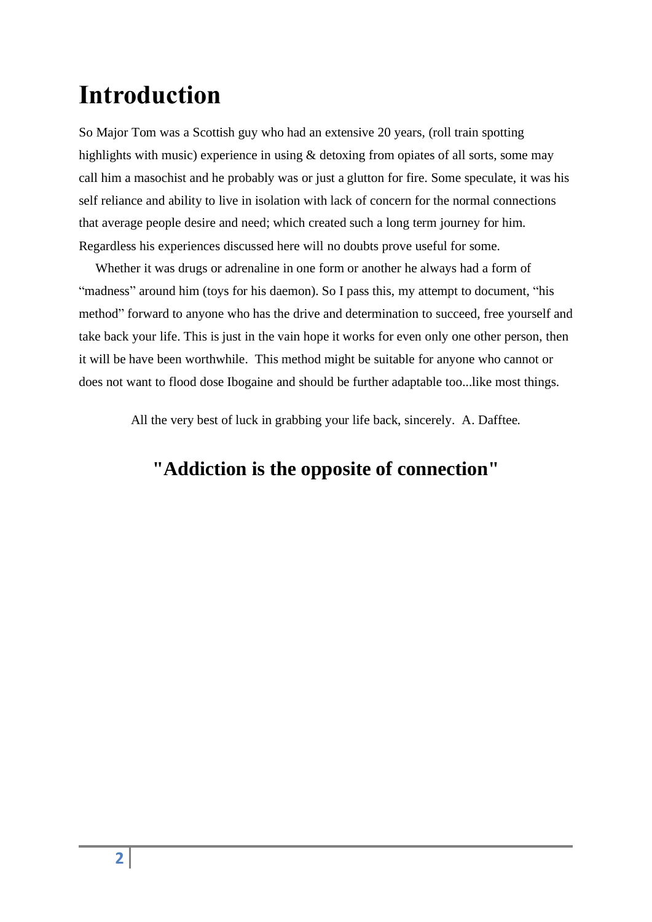# Introduction

So Major Tom was a Scottish guy who had an extensive 20 years, (roll train spotting highlights with music) experience in using & detoxing from opiates of all sorts, some may call him a masochist and he probably was or just a glutton for fire. Some speculate, it was his self reliance and ability to live in isolation with lack of concern for the normal connections that average people desire and need; which created such a long term journey for him. Regardless his experiences discussed here will no doubts prove useful for some.

Whether it was drugs or adrenaline in one form or another he always had a form of "madness" around him (toys for his daemon). So I pass this, my attempt to document, "his method" forward to anyone who has the drive and determination to succeed, free yourself and take back your life. This is just in the vain hope it works for even only one other person, then it will be have been worthwhile. This method might be suitable for anyone who cannot or does not want to flood dose Ibogaine and should be further adaptable too...like most things.

All the very best of luck in grabbing your life back, sincerely. A. Dafftee.

## "Addiction is the opposite of connection"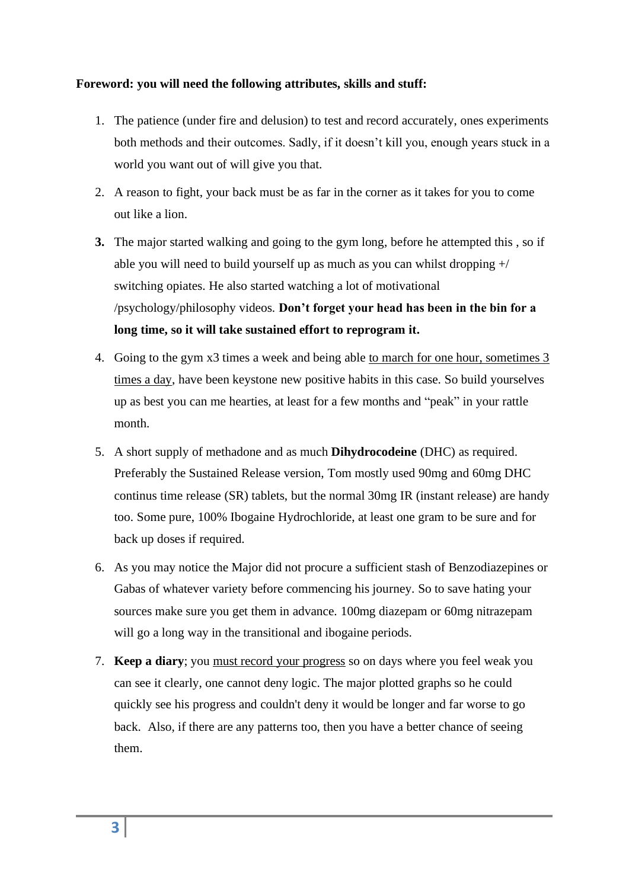**Foreword: you will need the following attributes, skills and stuff:**

1. The patience (under fire and delusion) to test and record accurately, ones experiments both methods and their outcomes. Sadly, if it doesn't kill you, enough years stuck in a world you want out of will give you that.
2. A reason to fight, your back must be as far in the corner as it takes for you to come out like a lion.
3. The major started walking and going to the gym long, before he attempted this , so if able you will need to build yourself up as much as you can whilst dropping +/ switching opiates. He also started watching a lot of motivational /psychology/philosophy videos. **Don't forget your head has been in the bin for a long time, so it will take sustained effort to reprogram it.**
4. Going to the gym x3 times a week and being able to march for one hour, sometimes 3 times a day, have been keystone new positive habits in this case. So build yourselves up as best you can me hearties, at least for a few months and "peak" in your rattle month.
5. A short supply of methadone and as much **Dihydrocodeine** (DHC) as required. Preferably the Sustained Release version, Tom mostly used 90mg and 60mg DHC continus time release (SR) tablets, but the normal 30mg IR (instant release) are handy too. Some pure, 100% Ibogaine Hydrochloride, at least one gram to be sure and for back up doses if required.
6. As you may notice the Major did not procure a sufficient stash of Benzodiazepines or Gabas of whatever variety before commencing his journey. So to save hating your sources make sure you get them in advance. 100mg diazepam or 60mg nitrazepam will go a long way in the transitional and ibogaine periods.
7. **Keep a diary**; you must record your progress so on days where you feel weak you can see it clearly, one cannot deny logic. The major plotted graphs so he could quickly see his progress and couldn't deny it would be longer and far worse to go back. Also, if there are any patterns too, then you have a better chance of seeing them.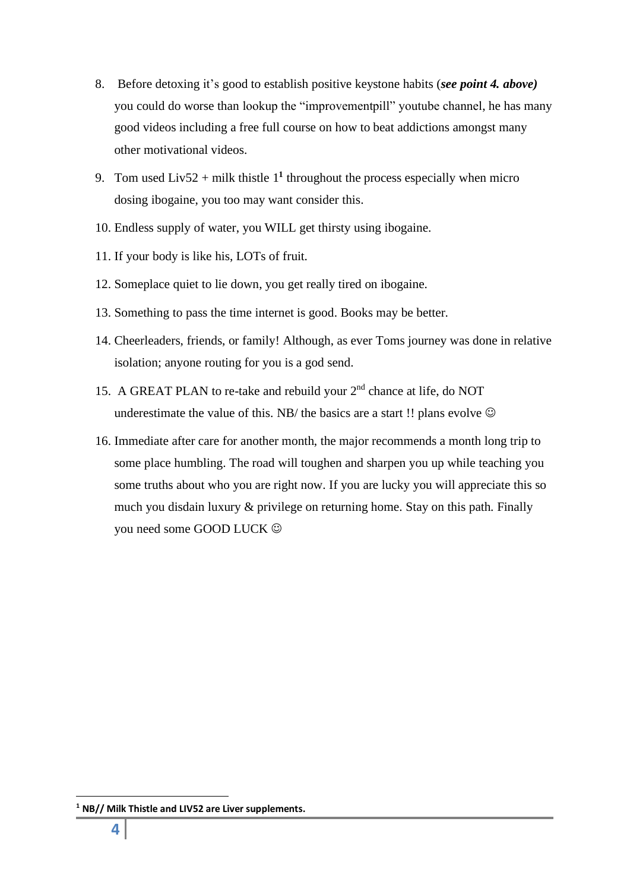8. Before detoxing it's good to establish positive keystone habits (***see point 4. above)*** you could do worse than lookup the "improvementpill" youtube channel, he has many good videos including a free full course on how to beat addictions amongst many other motivational videos.
9. Tom used Liv52 + milk thistle 1[1] throughout the process especially when micro dosing ibogaine, you too may want consider this.
10. Endless supply of water, you WILL get thirsty using ibogaine.
11. If your body is like his, LOTs of fruit.
12. Someplace quiet to lie down, you get really tired on ibogaine.
13. Something to pass the time internet is good. Books may be better.
14. Cheerleaders, friends, or family! Although, as ever Toms journey was done in relative isolation; anyone routing for you is a god send.
15. A GREAT PLAN to re-take and rebuild your 2nd chance at life, do NOT underestimate the value of this. NB/ the basics are a start !! plans evolve ☺
16. Immediate after care for another month, the major recommends a month long trip to some place humbling. The road will toughen and sharpen you up while teaching you some truths about who you are right now. If you are lucky you will appreciate this so much you disdain luxury & privilege on returning home. Stay on this path. Finally you need some GOOD LUCK ☺

---

[1] **NB// Milk Thistle and LIV52 are Liver supplements.**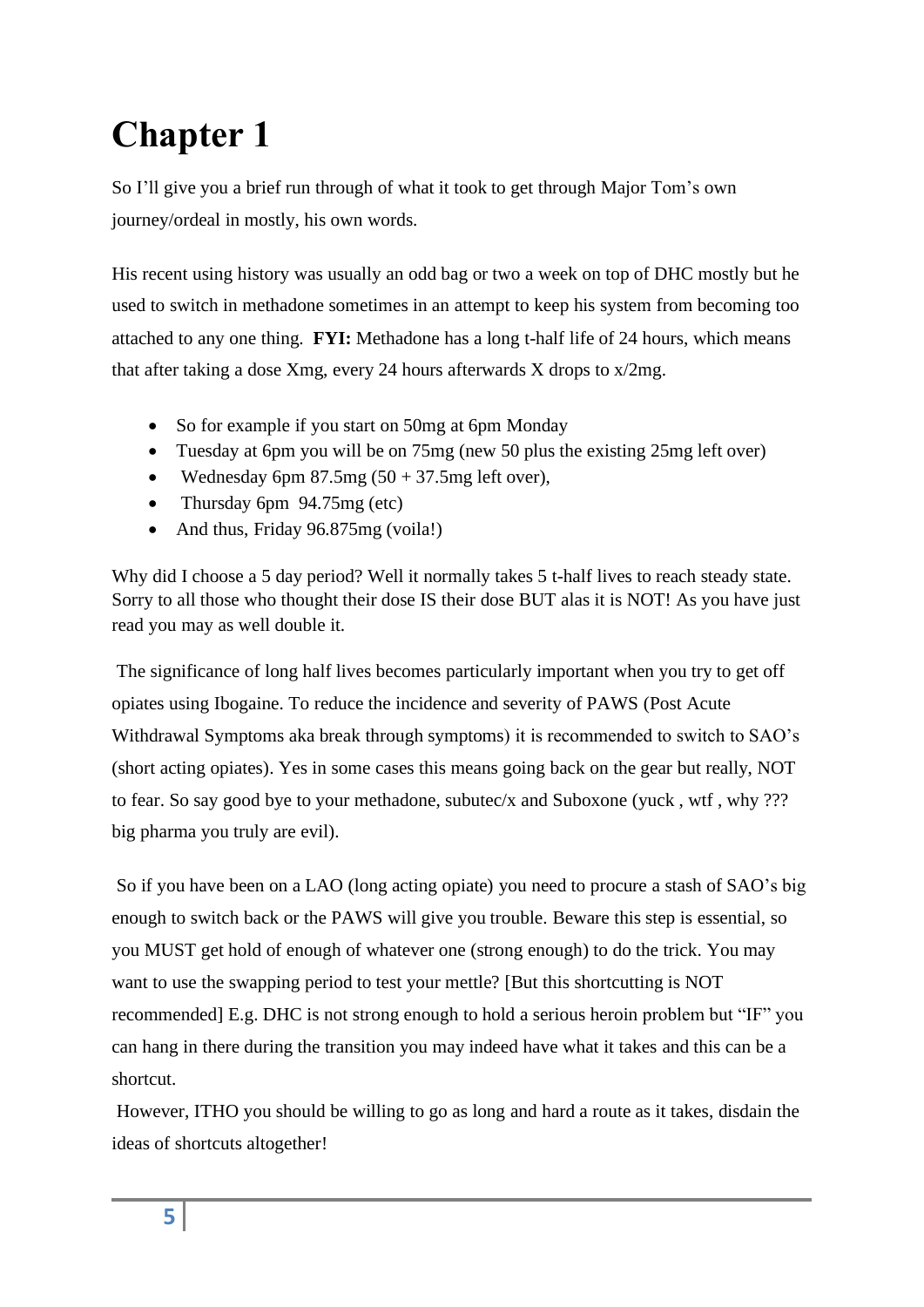# Chapter 1

So I'll give you a brief run through of what it took to get through Major Tom's own journey/ordeal in mostly, his own words.

His recent using history was usually an odd bag or two a week on top of DHC mostly but he used to switch in methadone sometimes in an attempt to keep his system from becoming too attached to any one thing. **FYI:** Methadone has a long t-half life of 24 hours, which means that after taking a dose Xmg, every 24 hours afterwards X drops to x/2mg.

- So for example if you start on 50mg at 6pm Monday
- Tuesday at 6pm you will be on 75mg (new 50 plus the existing 25mg left over)
- Wednesday 6pm 87.5mg (50 + 37.5mg left over),
- Thursday 6pm 94.75mg (etc)
- And thus, Friday 96.875mg (voila!)

Why did I choose a 5 day period? Well it normally takes 5 t-half lives to reach steady state. Sorry to all those who thought their dose IS their dose BUT alas it is NOT! As you have just read you may as well double it.

The significance of long half lives becomes particularly important when you try to get off opiates using Ibogaine. To reduce the incidence and severity of PAWS (Post Acute Withdrawal Symptoms aka break through symptoms) it is recommended to switch to SAO's (short acting opiates). Yes in some cases this means going back on the gear but really, NOT to fear. So say good bye to your methadone, subutec/x and Suboxone (yuck , wtf , why ??? big pharma you truly are evil).

So if you have been on a LAO (long acting opiate) you need to procure a stash of SAO's big enough to switch back or the PAWS will give you trouble. Beware this step is essential, so you MUST get hold of enough of whatever one (strong enough) to do the trick. You may want to use the swapping period to test your mettle? [But this shortcutting is NOT recommended] E.g. DHC is not strong enough to hold a serious heroin problem but "IF" you can hang in there during the transition you may indeed have what it takes and this can be a shortcut.

However, ITHO you should be willing to go as long and hard a route as it takes, disdain the ideas of shortcuts altogether!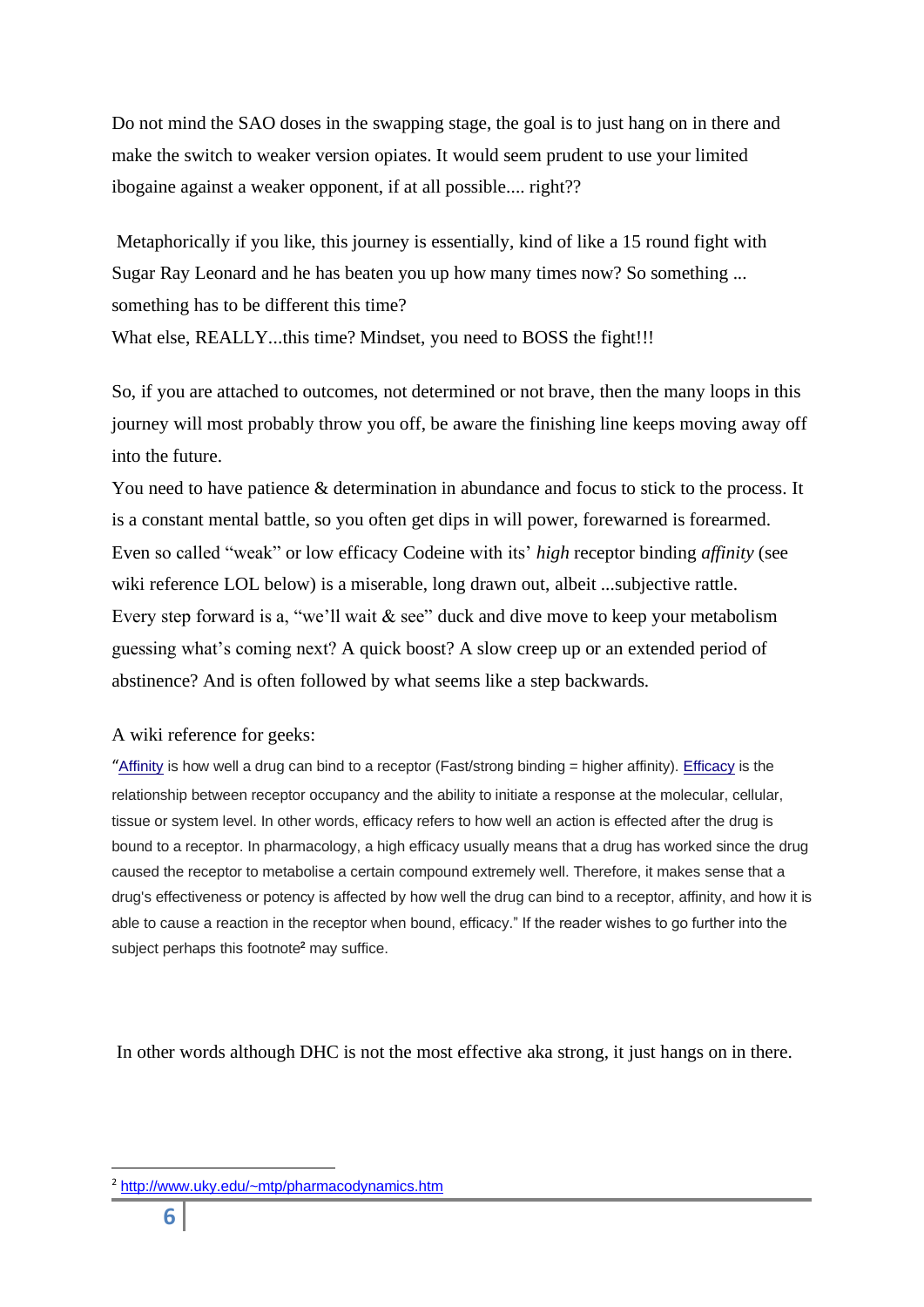Do not mind the SAO doses in the swapping stage, the goal is to just hang on in there and make the switch to weaker version opiates. It would seem prudent to use your limited ibogaine against a weaker opponent, if at all possible.... right??

Metaphorically if you like, this journey is essentially, kind of like a 15 round fight with Sugar Ray Leonard and he has beaten you up how many times now? So something ... something has to be different this time?
What else, REALLY...this time? Mindset, you need to BOSS the fight!!!

So, if you are attached to outcomes, not determined or not brave, then the many loops in this journey will most probably throw you off, be aware the finishing line keeps moving away off into the future.
You need to have patience & determination in abundance and focus to stick to the process. It is a constant mental battle, so you often get dips in will power, forewarned is forearmed.
Even so called "weak" or low efficacy Codeine with its' *high* receptor binding *affinity* (see wiki reference LOL below) is a miserable, long drawn out, albeit ...subjective rattle.
Every step forward is a, "we'll wait & see" duck and dive move to keep your metabolism guessing what's coming next? A quick boost? A slow creep up or an extended period of abstinence? And is often followed by what seems like a step backwards.

A wiki reference for geeks:

"[Affinity](#) is how well a drug can bind to a receptor (Fast/strong binding = higher affinity). [Efficacy](#) is the relationship between receptor occupancy and the ability to initiate a response at the molecular, cellular, tissue or system level. In other words, efficacy refers to how well an action is effected after the drug is bound to a receptor. In pharmacology, a high efficacy usually means that a drug has worked since the drug caused the receptor to metabolise a certain compound extremely well. Therefore, it makes sense that a drug's effectiveness or potency is affected by how well the drug can bind to a receptor, affinity, and how it is able to cause a reaction in the receptor when bound, efficacy." If the reader wishes to go further into the subject perhaps this footnote[2] may suffice.

In other words although DHC is not the most effective aka strong, it just hangs on in there.

---

[2] http://www.uky.edu/~mtp/pharmacodynamics.htm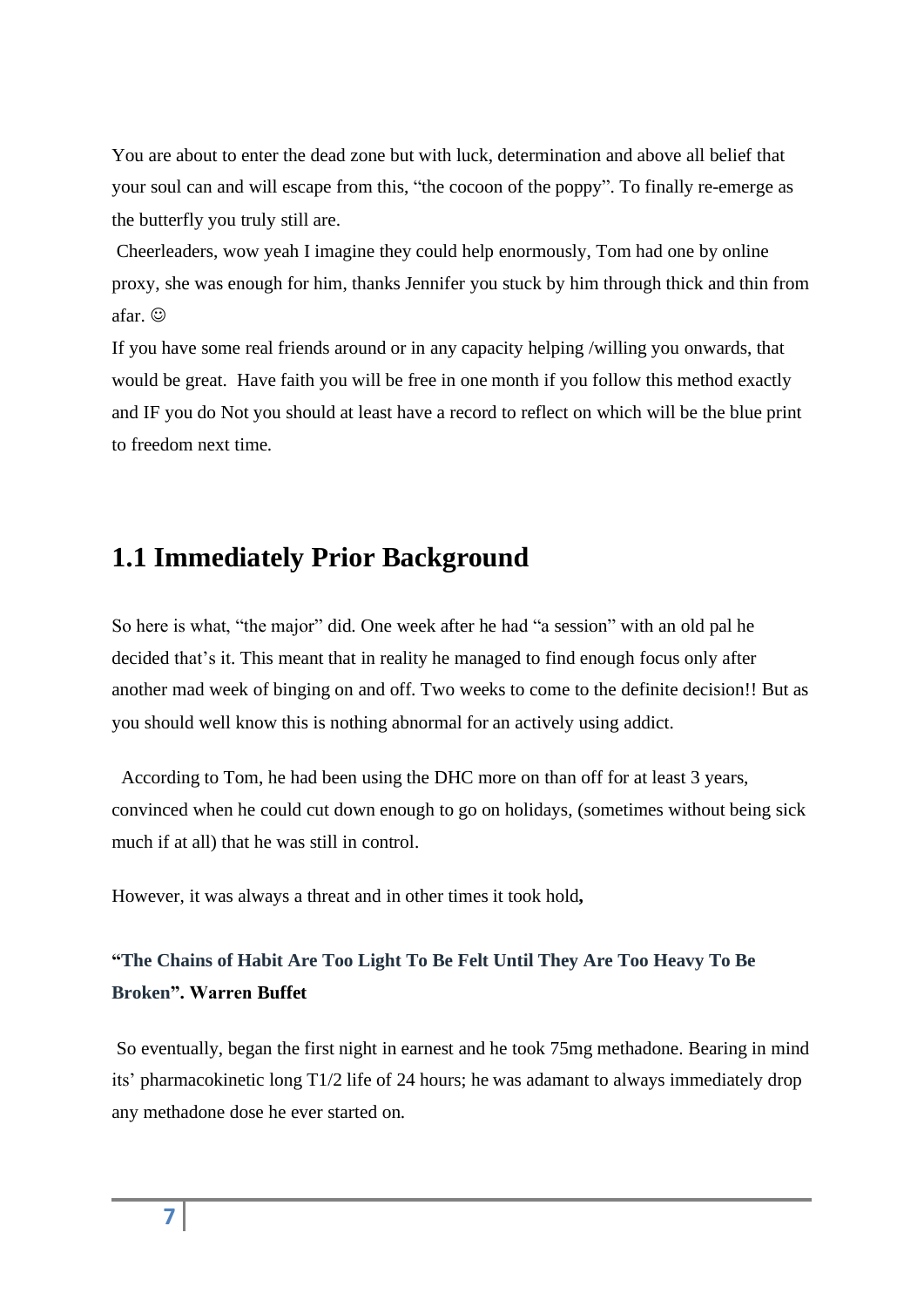You are about to enter the dead zone but with luck, determination and above all belief that your soul can and will escape from this, "the cocoon of the poppy". To finally re-emerge as the butterfly you truly still are.

Cheerleaders, wow yeah I imagine they could help enormously, Tom had one by online proxy, she was enough for him, thanks Jennifer you stuck by him through thick and thin from afar. ☺

If you have some real friends around or in any capacity helping /willing you onwards, that would be great. Have faith you will be free in one month if you follow this method exactly and IF you do Not you should at least have a record to reflect on which will be the blue print to freedom next time.

## 1.1 Immediately Prior Background

So here is what, "the major" did. One week after he had "a session" with an old pal he decided that's it. This meant that in reality he managed to find enough focus only after another mad week of binging on and off. Two weeks to come to the definite decision!! But as you should well know this is nothing abnormal for an actively using addict.

According to Tom, he had been using the DHC more on than off for at least 3 years, convinced when he could cut down enough to go on holidays, (sometimes without being sick much if at all) that he was still in control.

However, it was always a threat and in other times it took hold**,**

**"The Chains of Habit Are Too Light To Be Felt Until They Are Too Heavy To Be Broken". Warren Buffet**

So eventually, began the first night in earnest and he took 75mg methadone. Bearing in mind its' pharmacokinetic long T1/2 life of 24 hours; he was adamant to always immediately drop any methadone dose he ever started on.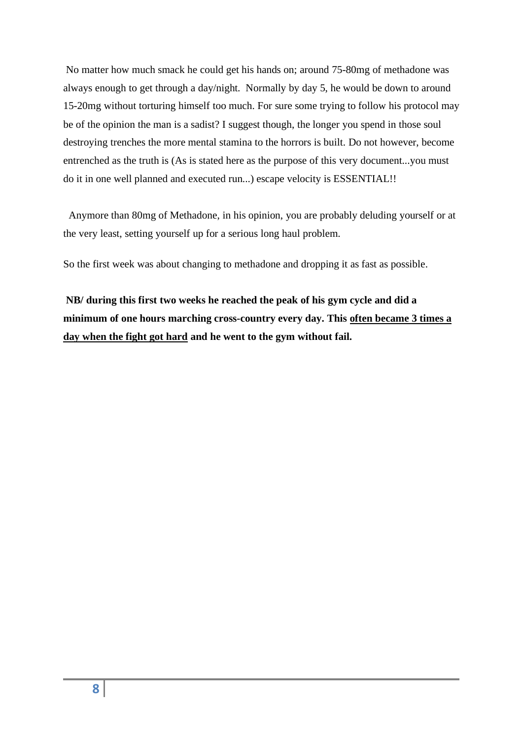No matter how much smack he could get his hands on; around 75-80mg of methadone was always enough to get through a day/night. Normally by day 5, he would be down to around 15-20mg without torturing himself too much. For sure some trying to follow his protocol may be of the opinion the man is a sadist? I suggest though, the longer you spend in those soul destroying trenches the more mental stamina to the horrors is built. Do not however, become entrenched as the truth is (As is stated here as the purpose of this very document...you must do it in one well planned and executed run...) escape velocity is ESSENTIAL!!

Anymore than 80mg of Methadone, in his opinion, you are probably deluding yourself or at the very least, setting yourself up for a serious long haul problem.

So the first week was about changing to methadone and dropping it as fast as possible.

**NB/ during this first two weeks he reached the peak of his gym cycle and did a minimum of one hours marching cross-country every day. This <u>often became 3 times a day when the fight got hard</u> and he went to the gym without fail.**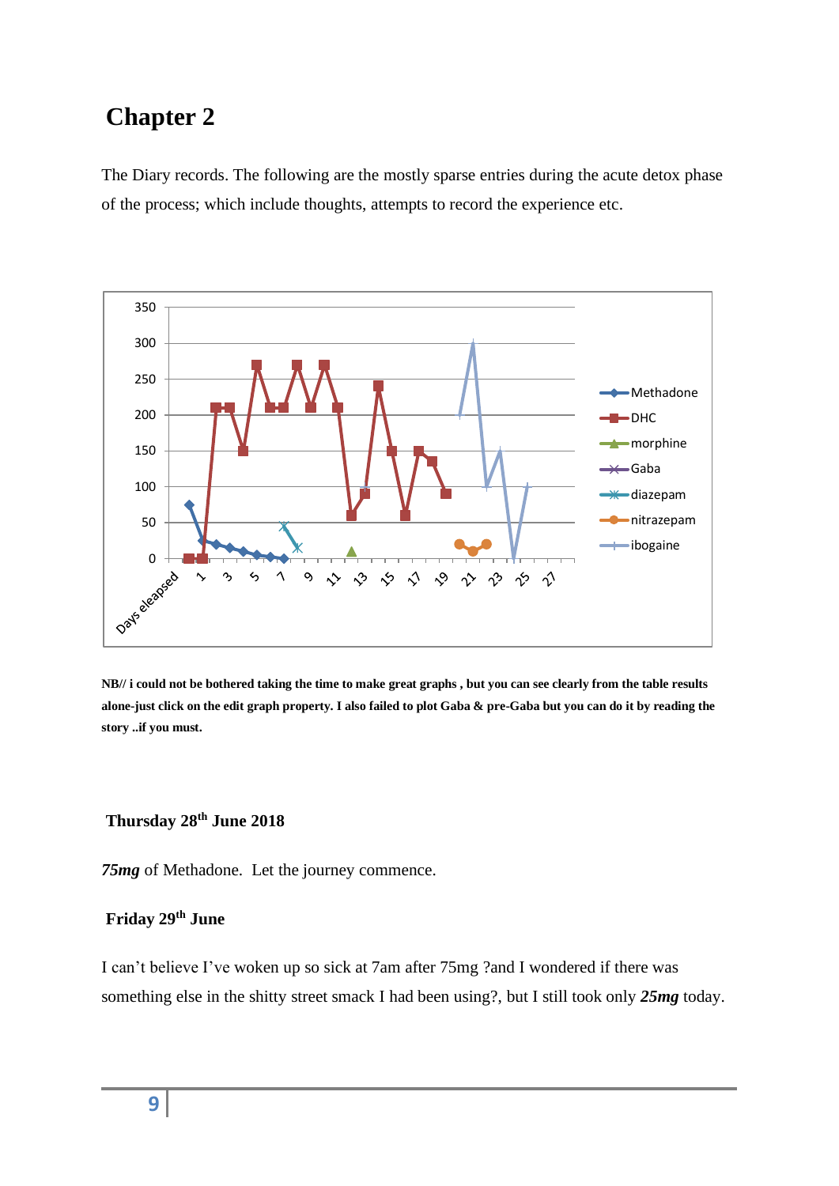## Chapter 2

The Diary records. The following are the mostly sparse entries during the acute detox phase of the process; which include thoughts, attempts to record the experience etc.

**NB// i could not be bothered taking the time to make great graphs , but you can see clearly from the table results alone-just click on the edit graph property. I also failed to plot Gaba & pre-Gaba but you can do it by reading the story ..if you must.**

### Thursday 28th June 2018

***75mg*** of Methadone. Let the journey commence.

### Friday 29th June

I can't believe I've woken up so sick at 7am after 75mg ?and I wondered if there was something else in the shitty street smack I had been using?, but I still took only ***25mg*** today.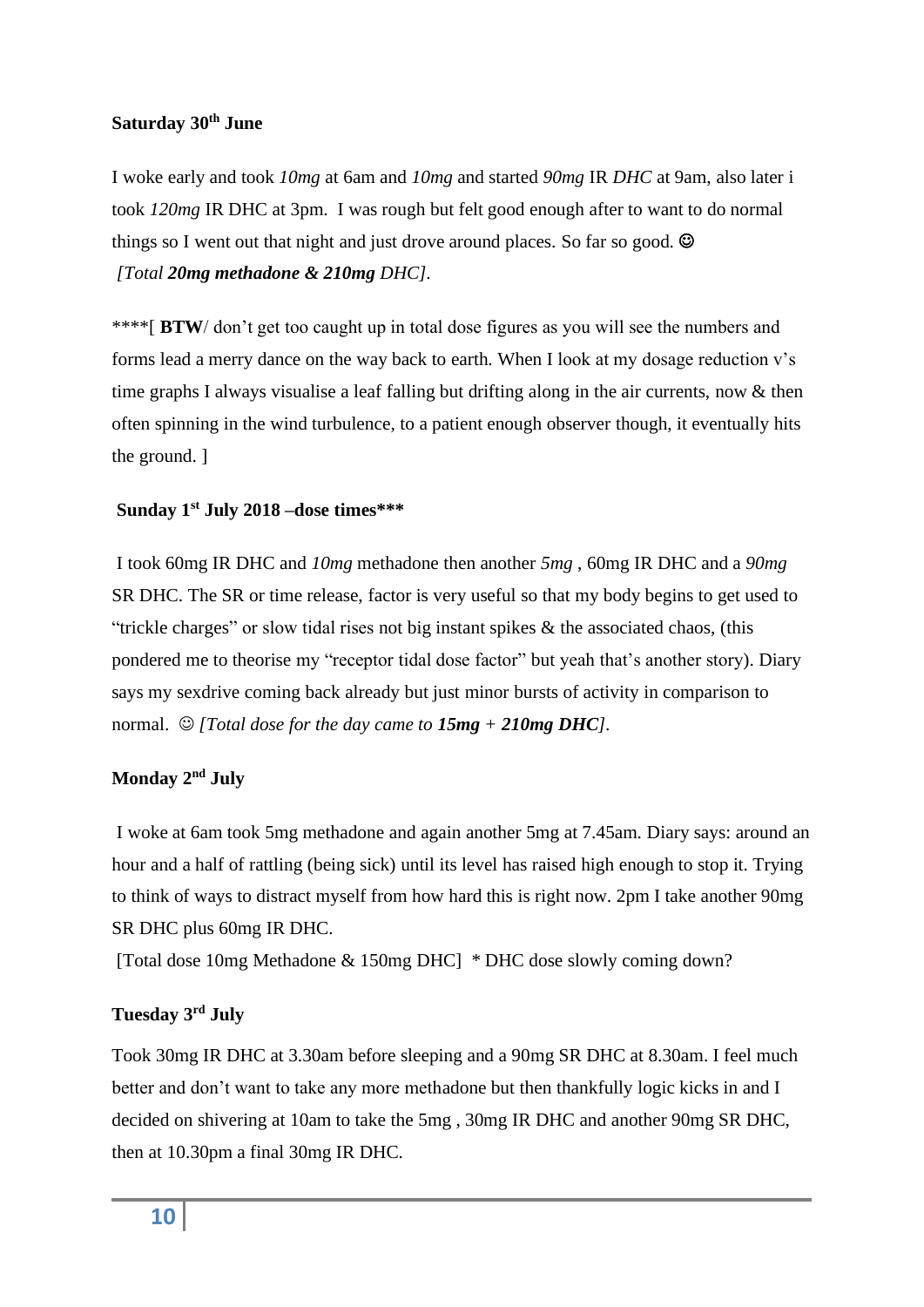**Saturday 30th June**

I woke early and took *10mg* at 6am and *10mg* and started *90mg* IR *DHC* at 9am, also later i took *120mg* IR DHC at 3pm. I was rough but felt good enough after to want to do normal things so I went out that night and just drove around places. So far so good. ☺
*[Total **20mg methadone & 210mg** DHC].*

****[ **BTW**/ don't get too caught up in total dose figures as you will see the numbers and forms lead a merry dance on the way back to earth. When I look at my dosage reduction v's time graphs I always visualise a leaf falling but drifting along in the air currents, now & then often spinning in the wind turbulence, to a patient enough observer though, it eventually hits the ground. ]

**Sunday 1st July 2018 –dose times*****

I took 60mg IR DHC and *10mg* methadone then another *5mg* , 60mg IR DHC and a *90mg* SR DHC. The SR or time release, factor is very useful so that my body begins to get used to "trickle charges" or slow tidal rises not big instant spikes & the associated chaos, (this pondered me to theorise my "receptor tidal dose factor" but yeah that's another story). Diary says my sexdrive coming back already but just minor bursts of activity in comparison to normal. ☺ *[Total dose for the day came to **15mg** + **210mg DHC**].*

**Monday 2nd July**

I woke at 6am took 5mg methadone and again another 5mg at 7.45am. Diary says: around an hour and a half of rattling (being sick) until its level has raised high enough to stop it. Trying to think of ways to distract myself from how hard this is right now. 2pm I take another 90mg SR DHC plus 60mg IR DHC.
[Total dose 10mg Methadone & 150mg DHC] * DHC dose slowly coming down?

**Tuesday 3rd July**

Took 30mg IR DHC at 3.30am before sleeping and a 90mg SR DHC at 8.30am. I feel much better and don't want to take any more methadone but then thankfully logic kicks in and I decided on shivering at 10am to take the 5mg , 30mg IR DHC and another 90mg SR DHC, then at 10.30pm a final 30mg IR DHC.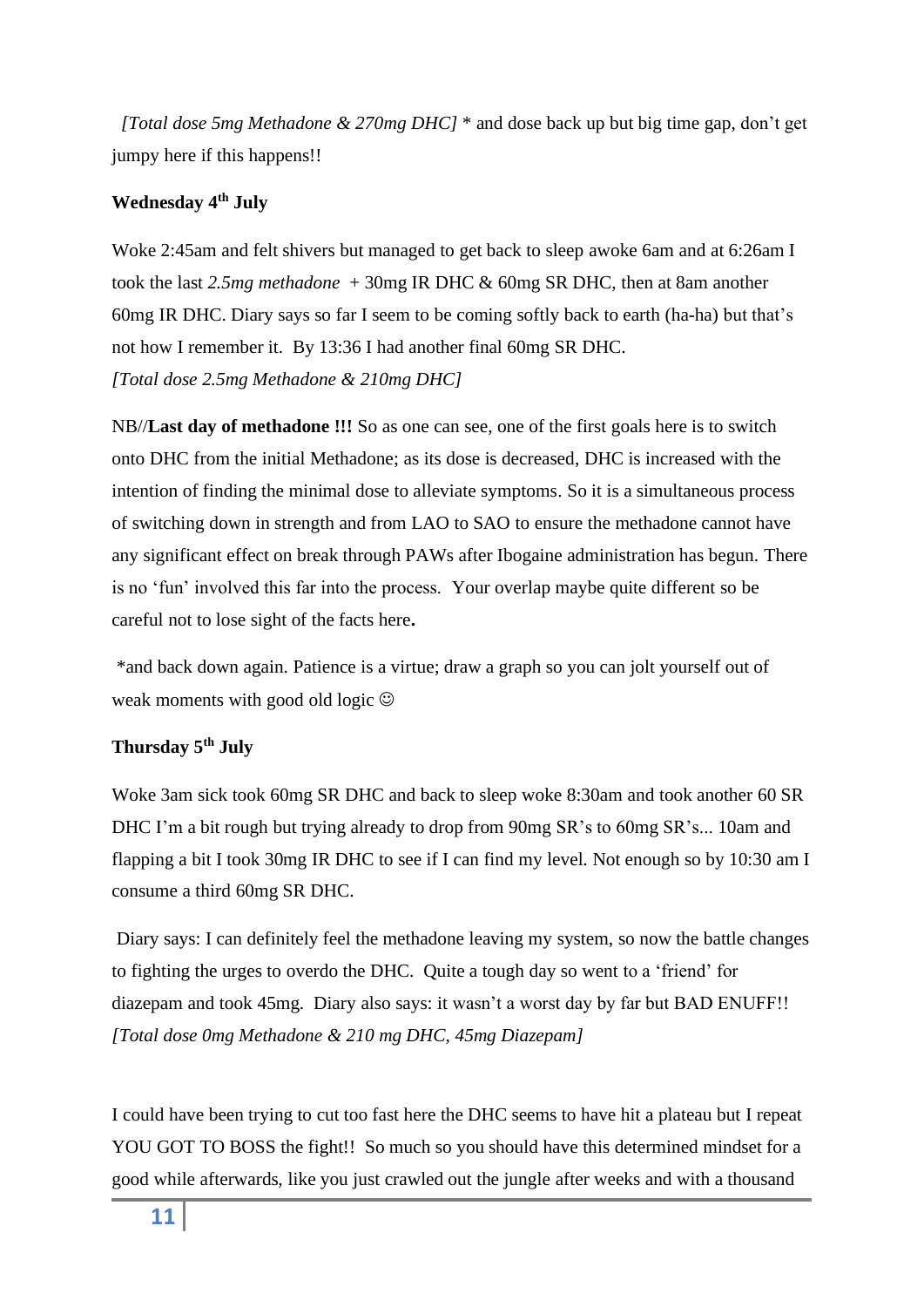*[Total dose 5mg Methadone & 270mg DHC]* * and dose back up but big time gap, don't get jumpy here if this happens!!

**Wednesday 4th July**

Woke 2:45am and felt shivers but managed to get back to sleep awoke 6am and at 6:26am I took the last *2.5mg methadone* + 30mg IR DHC & 60mg SR DHC, then at 8am another 60mg IR DHC. Diary says so far I seem to be coming softly back to earth (ha-ha) but that's not how I remember it. By 13:36 I had another final 60mg SR DHC.
*[Total dose 2.5mg Methadone & 210mg DHC]*

NB//**Last day of methadone !!!** So as one can see, one of the first goals here is to switch onto DHC from the initial Methadone; as its dose is decreased, DHC is increased with the intention of finding the minimal dose to alleviate symptoms. So it is a simultaneous process of switching down in strength and from LAO to SAO to ensure the methadone cannot have any significant effect on break through PAWs after Ibogaine administration has begun. There is no 'fun' involved this far into the process. Your overlap maybe quite different so be careful not to lose sight of the facts here**.**

*and back down again. Patience is a virtue; draw a graph so you can jolt yourself out of weak moments with good old logic ☺

**Thursday 5th July**

Woke 3am sick took 60mg SR DHC and back to sleep woke 8:30am and took another 60 SR DHC I'm a bit rough but trying already to drop from 90mg SR's to 60mg SR's... 10am and flapping a bit I took 30mg IR DHC to see if I can find my level. Not enough so by 10:30 am I consume a third 60mg SR DHC.

Diary says: I can definitely feel the methadone leaving my system, so now the battle changes to fighting the urges to overdo the DHC. Quite a tough day so went to a 'friend' for diazepam and took 45mg. Diary also says: it wasn't a worst day by far but BAD ENUFF!!
*[Total dose 0mg Methadone & 210 mg DHC, 45mg Diazepam]*

I could have been trying to cut too fast here the DHC seems to have hit a plateau but I repeat YOU GOT TO BOSS the fight!! So much so you should have this determined mindset for a good while afterwards, like you just crawled out the jungle after weeks and with a thousand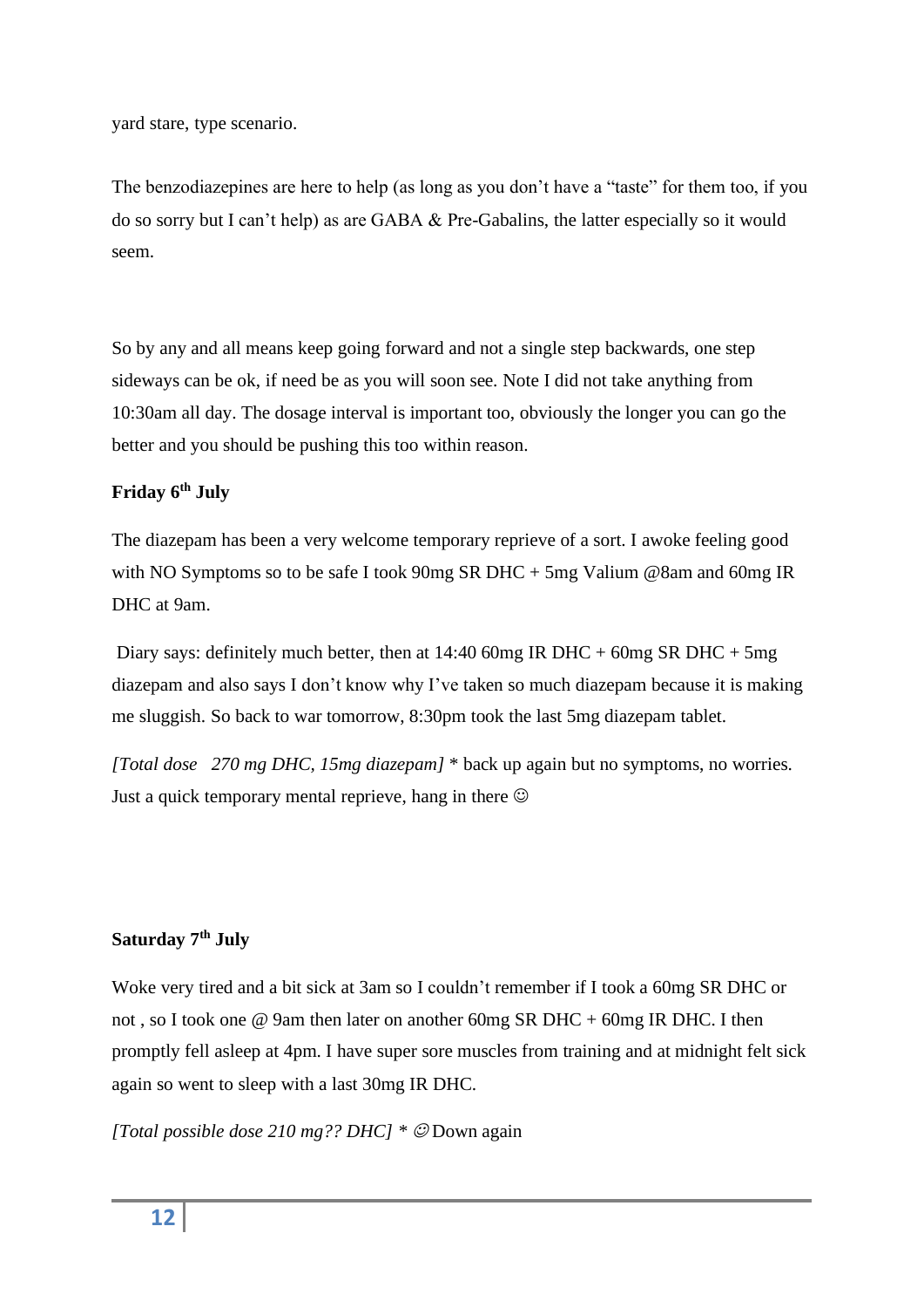yard stare, type scenario.

The benzodiazepines are here to help (as long as you don't have a "taste" for them too, if you do so sorry but I can't help) as are GABA & Pre-Gabalins, the latter especially so it would seem.

So by any and all means keep going forward and not a single step backwards, one step sideways can be ok, if need be as you will soon see. Note I did not take anything from 10:30am all day. The dosage interval is important too, obviously the longer you can go the better and you should be pushing this too within reason.

**Friday 6th July**

The diazepam has been a very welcome temporary reprieve of a sort. I awoke feeling good with NO Symptoms so to be safe I took 90mg SR DHC + 5mg Valium @8am and 60mg IR DHC at 9am.

Diary says: definitely much better, then at 14:40 60mg IR DHC + 60mg SR DHC + 5mg diazepam and also says I don't know why I've taken so much diazepam because it is making me sluggish. So back to war tomorrow, 8:30pm took the last 5mg diazepam tablet.

*[Total dose 270 mg DHC, 15mg diazepam]* * back up again but no symptoms, no worries. Just a quick temporary mental reprieve, hang in there ☺

**Saturday 7th July**

Woke very tired and a bit sick at 3am so I couldn't remember if I took a 60mg SR DHC or not , so I took one @ 9am then later on another 60mg SR DHC + 60mg IR DHC. I then promptly fell asleep at 4pm. I have super sore muscles from training and at midnight felt sick again so went to sleep with a last 30mg IR DHC.

*[Total possible dose 210 mg?? DHC] * ☺* Down again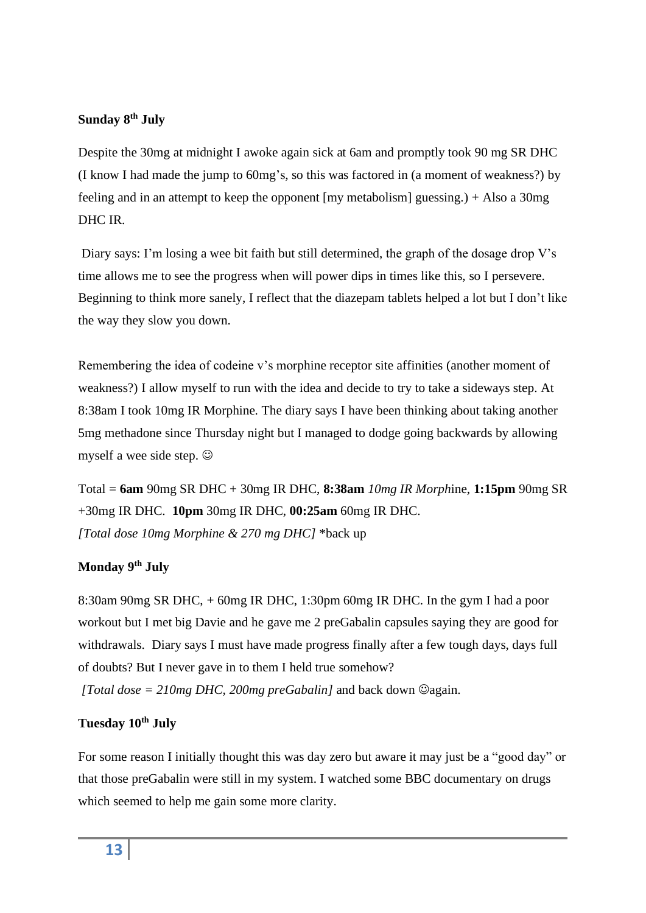**Sunday 8th July**

Despite the 30mg at midnight I awoke again sick at 6am and promptly took 90 mg SR DHC (I know I had made the jump to 60mg's, so this was factored in (a moment of weakness?) by feeling and in an attempt to keep the opponent [my metabolism] guessing.) + Also a 30mg DHC IR.

Diary says: I'm losing a wee bit faith but still determined, the graph of the dosage drop V's time allows me to see the progress when will power dips in times like this, so I persevere. Beginning to think more sanely, I reflect that the diazepam tablets helped a lot but I don't like the way they slow you down.

Remembering the idea of codeine v's morphine receptor site affinities (another moment of weakness?) I allow myself to run with the idea and decide to try to take a sideways step. At 8:38am I took 10mg IR Morphine. The diary says I have been thinking about taking another 5mg methadone since Thursday night but I managed to dodge going backwards by allowing myself a wee side step. ☺

Total = **6am** 90mg SR DHC + 30mg IR DHC, **8:38am** *10mg IR Morph*ine, **1:15pm** 90mg SR +30mg IR DHC. **10pm** 30mg IR DHC, **00:25am** 60mg IR DHC.
*[Total dose 10mg Morphine & 270 mg DHC]* *back up

**Monday 9th July**

8:30am 90mg SR DHC, + 60mg IR DHC, 1:30pm 60mg IR DHC. In the gym I had a poor workout but I met big Davie and he gave me 2 preGabalin capsules saying they are good for withdrawals. Diary says I must have made progress finally after a few tough days, days full of doubts? But I never gave in to them I held true somehow?
*[Total dose = 210mg DHC, 200mg preGabalin]* and back down ☺again.

**Tuesday 10th July**

For some reason I initially thought this was day zero but aware it may just be a "good day" or that those preGabalin were still in my system. I watched some BBC documentary on drugs which seemed to help me gain some more clarity.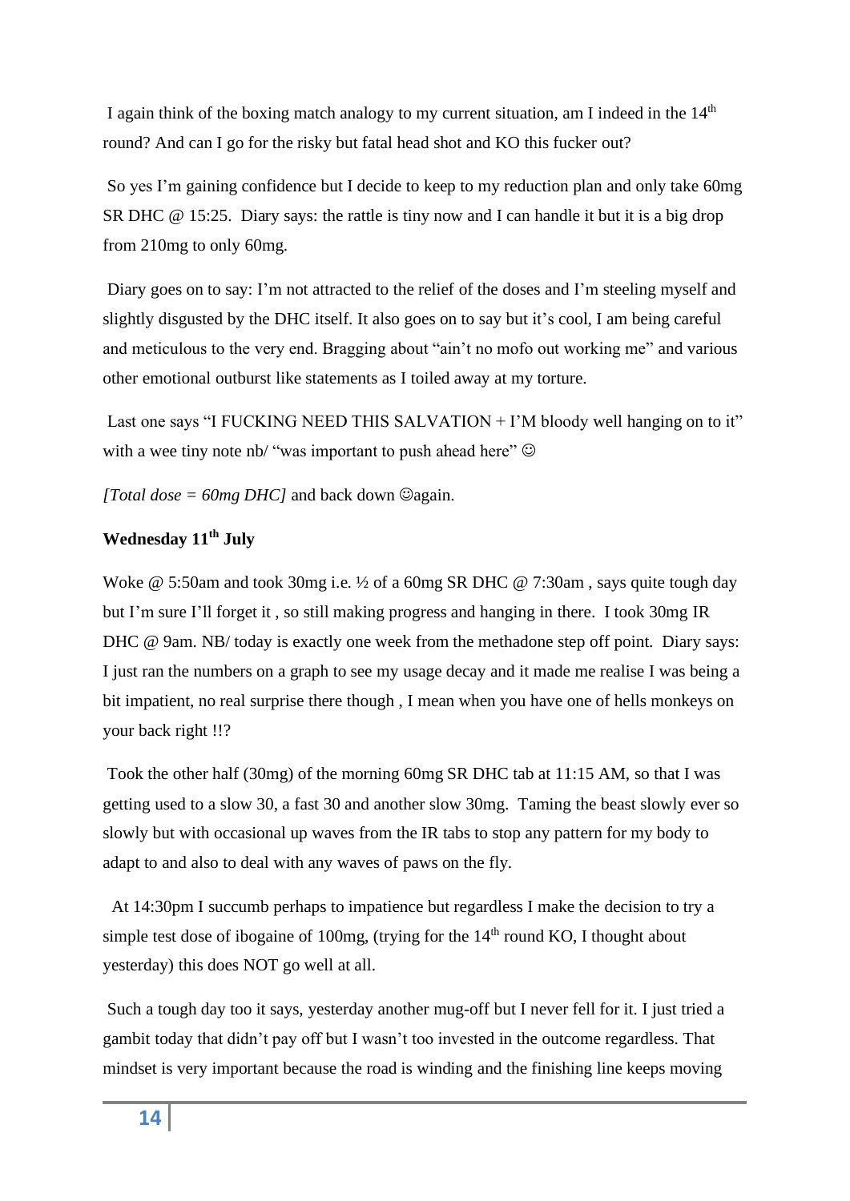I again think of the boxing match analogy to my current situation, am I indeed in the 14th round? And can I go for the risky but fatal head shot and KO this fucker out?

So yes I'm gaining confidence but I decide to keep to my reduction plan and only take 60mg SR DHC @ 15:25. Diary says: the rattle is tiny now and I can handle it but it is a big drop from 210mg to only 60mg.

Diary goes on to say: I'm not attracted to the relief of the doses and I'm steeling myself and slightly disgusted by the DHC itself. It also goes on to say but it's cool, I am being careful and meticulous to the very end. Bragging about "ain't no mofo out working me" and various other emotional outburst like statements as I toiled away at my torture.

Last one says "I FUCKING NEED THIS SALVATION + I'M bloody well hanging on to it" with a wee tiny note nb/ "was important to push ahead here" ☺

*[Total dose = 60mg DHC]* and back down ☺again.

**Wednesday 11th July**

Woke @ 5:50am and took 30mg i.e. ½ of a 60mg SR DHC @ 7:30am , says quite tough day but I'm sure I'll forget it , so still making progress and hanging in there. I took 30mg IR DHC @ 9am. NB/ today is exactly one week from the methadone step off point. Diary says: I just ran the numbers on a graph to see my usage decay and it made me realise I was being a bit impatient, no real surprise there though , I mean when you have one of hells monkeys on your back right !!?

Took the other half (30mg) of the morning 60mg SR DHC tab at 11:15 AM, so that I was getting used to a slow 30, a fast 30 and another slow 30mg. Taming the beast slowly ever so slowly but with occasional up waves from the IR tabs to stop any pattern for my body to adapt to and also to deal with any waves of paws on the fly.

At 14:30pm I succumb perhaps to impatience but regardless I make the decision to try a simple test dose of ibogaine of 100mg, (trying for the 14th round KO, I thought about yesterday) this does NOT go well at all.

Such a tough day too it says, yesterday another mug-off but I never fell for it. I just tried a gambit today that didn't pay off but I wasn't too invested in the outcome regardless. That mindset is very important because the road is winding and the finishing line keeps moving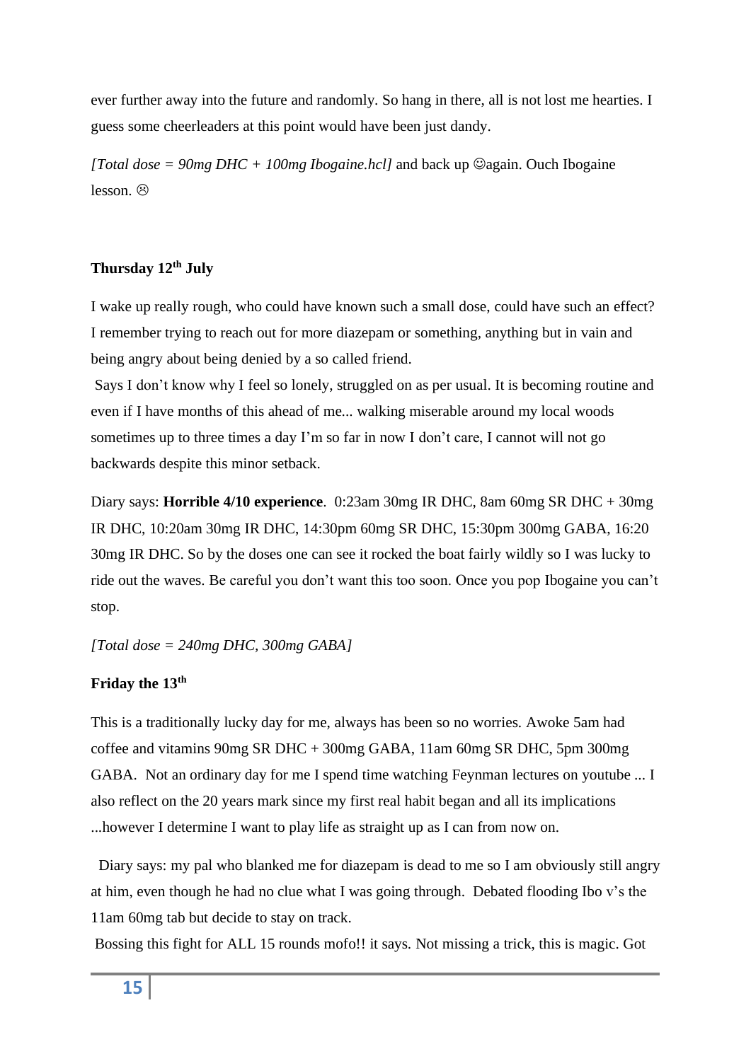ever further away into the future and randomly. So hang in there, all is not lost me hearties. I guess some cheerleaders at this point would have been just dandy.

*[Total dose = 90mg DHC + 100mg Ibogaine.hcl]* and back up ☺again. Ouch Ibogaine lesson. ☹

### Thursday 12th July

I wake up really rough, who could have known such a small dose, could have such an effect? I remember trying to reach out for more diazepam or something, anything but in vain and being angry about being denied by a so called friend.

Says I don't know why I feel so lonely, struggled on as per usual. It is becoming routine and even if I have months of this ahead of me... walking miserable around my local woods sometimes up to three times a day I'm so far in now I don't care, I cannot will not go backwards despite this minor setback.

Diary says: **Horrible 4/10 experience**. 0:23am 30mg IR DHC, 8am 60mg SR DHC + 30mg IR DHC, 10:20am 30mg IR DHC, 14:30pm 60mg SR DHC, 15:30pm 300mg GABA, 16:20 30mg IR DHC. So by the doses one can see it rocked the boat fairly wildly so I was lucky to ride out the waves. Be careful you don't want this too soon. Once you pop Ibogaine you can't stop.

*[Total dose = 240mg DHC, 300mg GABA]*

### Friday the 13th

This is a traditionally lucky day for me, always has been so no worries. Awoke 5am had coffee and vitamins 90mg SR DHC + 300mg GABA, 11am 60mg SR DHC, 5pm 300mg GABA. Not an ordinary day for me I spend time watching Feynman lectures on youtube ... I also reflect on the 20 years mark since my first real habit began and all its implications ...however I determine I want to play life as straight up as I can from now on.

Diary says: my pal who blanked me for diazepam is dead to me so I am obviously still angry at him, even though he had no clue what I was going through. Debated flooding Ibo v's the 11am 60mg tab but decide to stay on track.

Bossing this fight for ALL 15 rounds mofo!! it says. Not missing a trick, this is magic. Got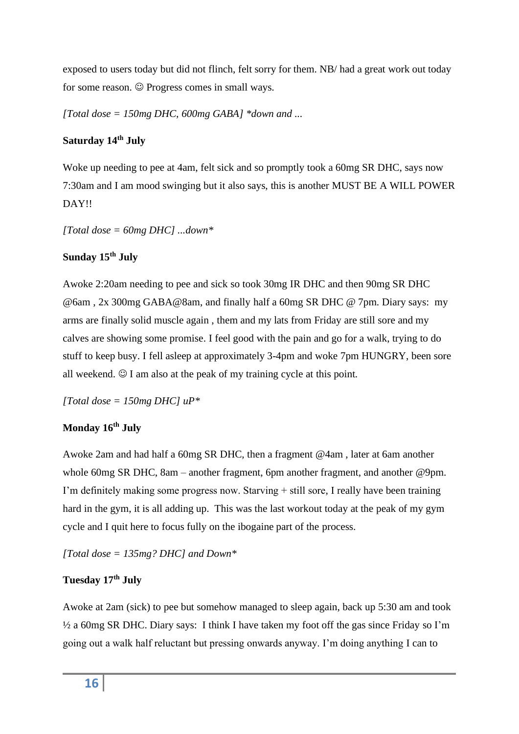exposed to users today but did not flinch, felt sorry for them. NB/ had a great work out today for some reason. ☺ Progress comes in small ways.

*[Total dose = 150mg DHC, 600mg GABA] *down and ...*

**Saturday 14th July**

Woke up needing to pee at 4am, felt sick and so promptly took a 60mg SR DHC, says now 7:30am and I am mood swinging but it also says, this is another MUST BE A WILL POWER DAY!!

*[Total dose = 60mg DHC] ...down**

**Sunday 15th July**

Awoke 2:20am needing to pee and sick so took 30mg IR DHC and then 90mg SR DHC @6am , 2x 300mg GABA@8am, and finally half a 60mg SR DHC @ 7pm. Diary says: my arms are finally solid muscle again , them and my lats from Friday are still sore and my calves are showing some promise. I feel good with the pain and go for a walk, trying to do stuff to keep busy. I fell asleep at approximately 3-4pm and woke 7pm HUNGRY, been sore all weekend. ☺ I am also at the peak of my training cycle at this point.

*[Total dose = 150mg DHC] uP**

**Monday 16th July**

Awoke 2am and had half a 60mg SR DHC, then a fragment @4am , later at 6am another whole 60mg SR DHC, 8am – another fragment, 6pm another fragment, and another @9pm. I'm definitely making some progress now. Starving + still sore, I really have been training hard in the gym, it is all adding up. This was the last workout today at the peak of my gym cycle and I quit here to focus fully on the ibogaine part of the process.

*[Total dose = 135mg? DHC] and Down**

**Tuesday 17th July**

Awoke at 2am (sick) to pee but somehow managed to sleep again, back up 5:30 am and took ½ a 60mg SR DHC. Diary says: I think I have taken my foot off the gas since Friday so I'm going out a walk half reluctant but pressing onwards anyway. I'm doing anything I can to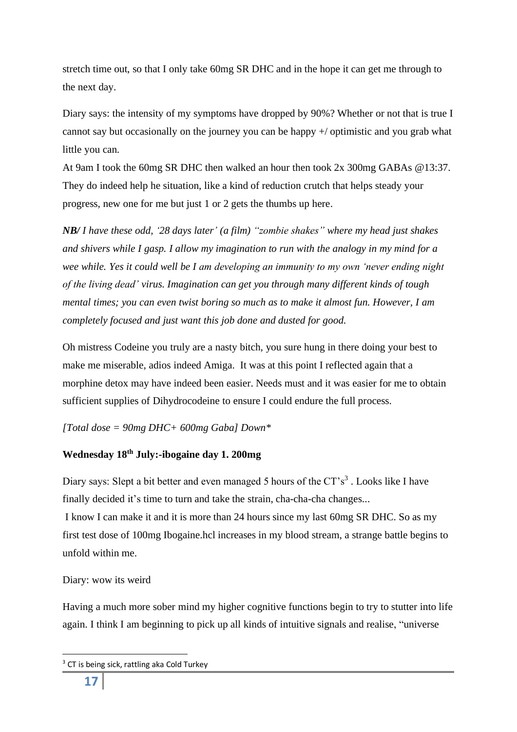stretch time out, so that I only take 60mg SR DHC and in the hope it can get me through to the next day.

Diary says: the intensity of my symptoms have dropped by 90%? Whether or not that is true I cannot say but occasionally on the journey you can be happy +/ optimistic and you grab what little you can.

At 9am I took the 60mg SR DHC then walked an hour then took 2x 300mg GABAs @13:37. They do indeed help he situation, like a kind of reduction crutch that helps steady your progress, new one for me but just 1 or 2 gets the thumbs up here.

***NB/*** *I have these odd, '28 days later' (a film) "zombie shakes" where my head just shakes and shivers while I gasp. I allow my imagination to run with the analogy in my mind for a wee while. Yes it could well be I am developing an immunity to my own 'never ending night of the living dead' virus. Imagination can get you through many different kinds of tough mental times; you can even twist boring so much as to make it almost fun. However, I am completely focused and just want this job done and dusted for good.*

Oh mistress Codeine you truly are a nasty bitch, you sure hung in there doing your best to make me miserable, adios indeed Amiga. It was at this point I reflected again that a morphine detox may have indeed been easier. Needs must and it was easier for me to obtain sufficient supplies of Dihydrocodeine to ensure I could endure the full process.

*[Total dose = 90mg DHC+ 600mg Gaba] Down**

**Wednesday 18th July:-ibogaine day 1. 200mg**

Diary says: Slept a bit better and even managed 5 hours of the CT's[3] . Looks like I have finally decided it's time to turn and take the strain, cha-cha-cha changes...

I know I can make it and it is more than 24 hours since my last 60mg SR DHC. So as my first test dose of 100mg Ibogaine.hcl increases in my blood stream, a strange battle begins to unfold within me.

Diary: wow its weird

Having a much more sober mind my higher cognitive functions begin to try to stutter into life again. I think I am beginning to pick up all kinds of intuitive signals and realise, "universe

[3] CT is being sick, rattling aka Cold Turkey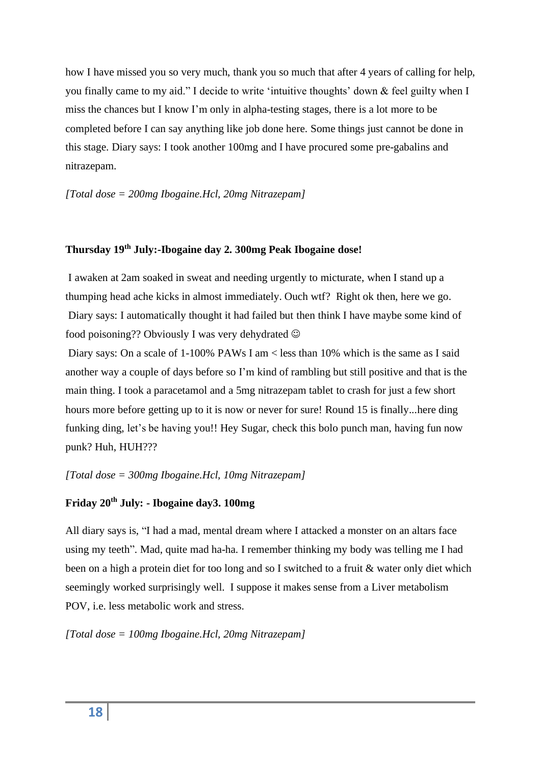how I have missed you so very much, thank you so much that after 4 years of calling for help, you finally came to my aid." I decide to write 'intuitive thoughts' down & feel guilty when I miss the chances but I know I'm only in alpha-testing stages, there is a lot more to be completed before I can say anything like job done here. Some things just cannot be done in this stage. Diary says: I took another 100mg and I have procured some pre-gabalins and nitrazepam.

*[Total dose = 200mg Ibogaine.Hcl, 20mg Nitrazepam]*

**Thursday 19th July:-Ibogaine day 2. 300mg Peak Ibogaine dose!**

I awaken at 2am soaked in sweat and needing urgently to micturate, when I stand up a thumping head ache kicks in almost immediately. Ouch wtf? Right ok then, here we go.
Diary says: I automatically thought it had failed but then think I have maybe some kind of food poisoning?? Obviously I was very dehydrated ☺
Diary says: On a scale of 1-100% PAWs I am < less than 10% which is the same as I said another way a couple of days before so I'm kind of rambling but still positive and that is the main thing. I took a paracetamol and a 5mg nitrazepam tablet to crash for just a few short hours more before getting up to it is now or never for sure! Round 15 is finally...here ding funking ding, let's be having you!! Hey Sugar, check this bolo punch man, having fun now punk? Huh, HUH???

*[Total dose = 300mg Ibogaine.Hcl, 10mg Nitrazepam]*

**Friday 20th July: - Ibogaine day3. 100mg**

All diary says is, "I had a mad, mental dream where I attacked a monster on an altars face using my teeth". Mad, quite mad ha-ha. I remember thinking my body was telling me I had been on a high a protein diet for too long and so I switched to a fruit & water only diet which seemingly worked surprisingly well. I suppose it makes sense from a Liver metabolism POV, i.e. less metabolic work and stress.

*[Total dose = 100mg Ibogaine.Hcl, 20mg Nitrazepam]*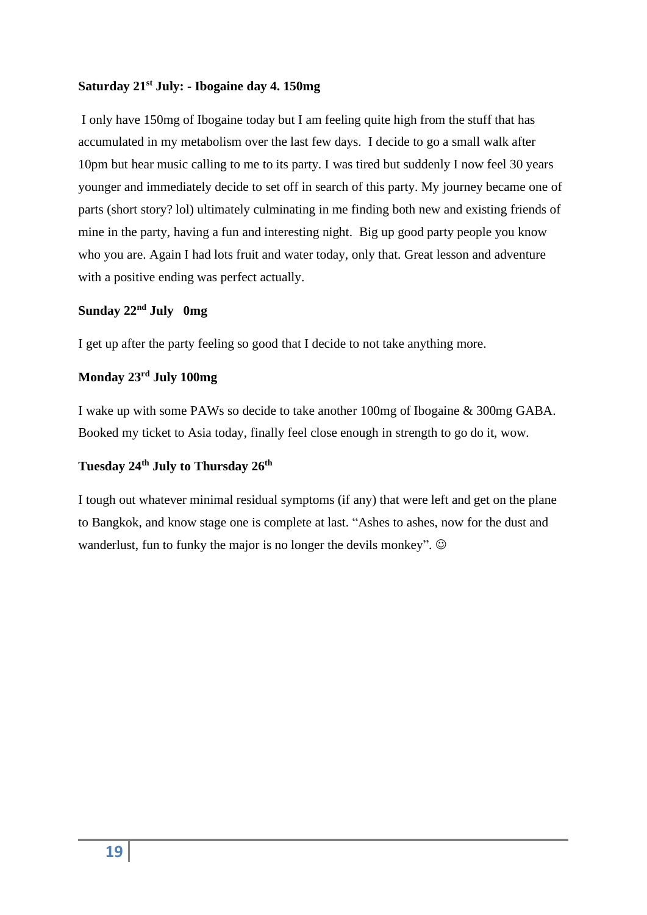**Saturday 21st July: - Ibogaine day 4. 150mg**

I only have 150mg of Ibogaine today but I am feeling quite high from the stuff that has accumulated in my metabolism over the last few days. I decide to go a small walk after 10pm but hear music calling to me to its party. I was tired but suddenly I now feel 30 years younger and immediately decide to set off in search of this party. My journey became one of parts (short story? lol) ultimately culminating in me finding both new and existing friends of mine in the party, having a fun and interesting night. Big up good party people you know who you are. Again I had lots fruit and water today, only that. Great lesson and adventure with a positive ending was perfect actually.

**Sunday 22nd July 0mg**

I get up after the party feeling so good that I decide to not take anything more.

**Monday 23rd July 100mg**

I wake up with some PAWs so decide to take another 100mg of Ibogaine & 300mg GABA. Booked my ticket to Asia today, finally feel close enough in strength to go do it, wow.

**Tuesday 24th July to Thursday 26th**

I tough out whatever minimal residual symptoms (if any) that were left and get on the plane to Bangkok, and know stage one is complete at last. "Ashes to ashes, now for the dust and wanderlust, fun to funky the major is no longer the devils monkey". ☺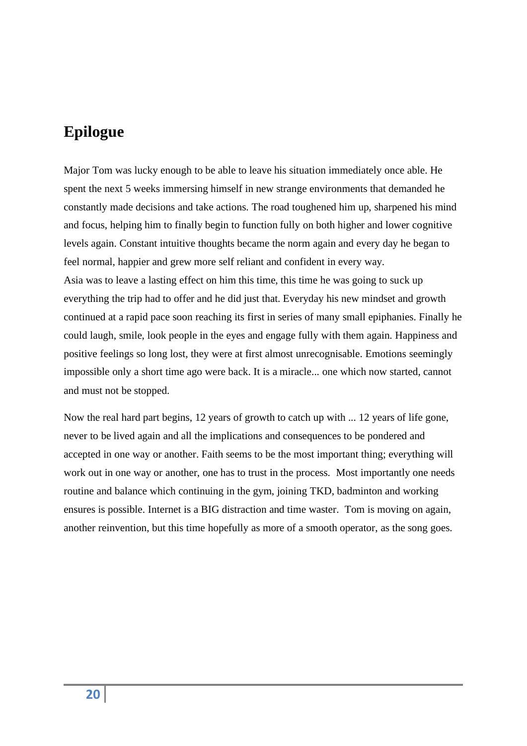## Epilogue

Major Tom was lucky enough to be able to leave his situation immediately once able. He spent the next 5 weeks immersing himself in new strange environments that demanded he constantly made decisions and take actions. The road toughened him up, sharpened his mind and focus, helping him to finally begin to function fully on both higher and lower cognitive levels again. Constant intuitive thoughts became the norm again and every day he began to feel normal, happier and grew more self reliant and confident in every way.
Asia was to leave a lasting effect on him this time, this time he was going to suck up everything the trip had to offer and he did just that. Everyday his new mindset and growth continued at a rapid pace soon reaching its first in series of many small epiphanies. Finally he could laugh, smile, look people in the eyes and engage fully with them again. Happiness and positive feelings so long lost, they were at first almost unrecognisable. Emotions seemingly impossible only a short time ago were back. It is a miracle... one which now started, cannot and must not be stopped.

Now the real hard part begins, 12 years of growth to catch up with ... 12 years of life gone, never to be lived again and all the implications and consequences to be pondered and accepted in one way or another. Faith seems to be the most important thing; everything will work out in one way or another, one has to trust in the process.  Most importantly one needs routine and balance which continuing in the gym, joining TKD, badminton and working ensures is possible. Internet is a BIG distraction and time waster.  Tom is moving on again, another reinvention, but this time hopefully as more of a smooth operator, as the song goes.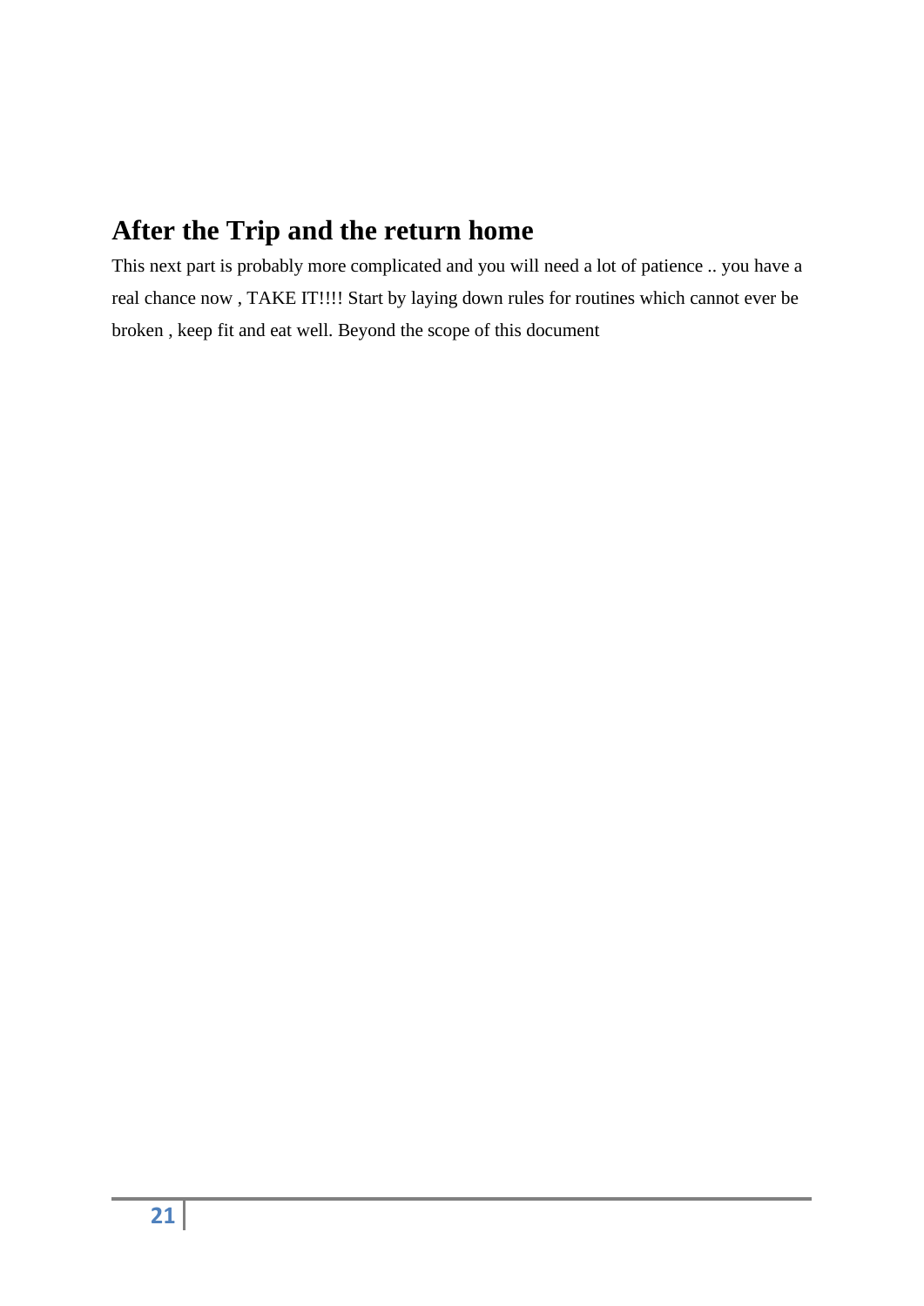## After the Trip and the return home

This next part is probably more complicated and you will need a lot of patience .. you have a real chance now , TAKE IT!!!! Start by laying down rules for routines which cannot ever be broken , keep fit and eat well. Beyond the scope of this document